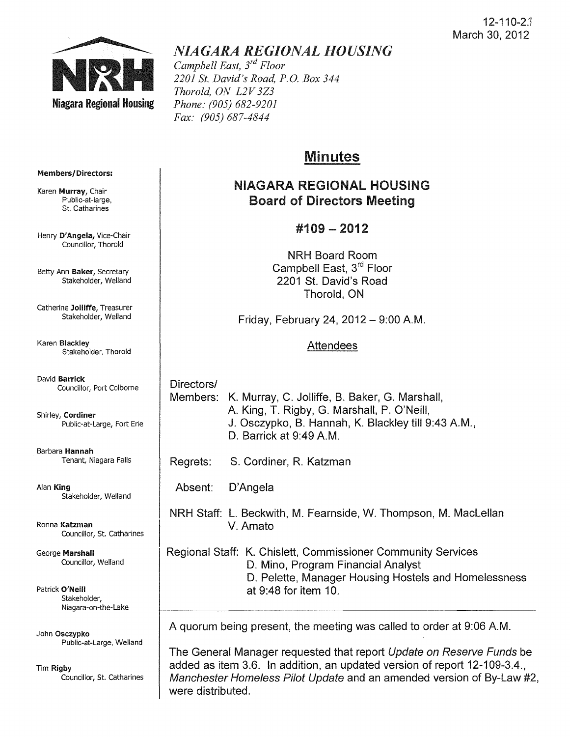12-110-2.1
March 30, 2012

# NIAGARA REGIONAL HOUSING

*Campbell East, 3rd Floor*
*2201 St. David's Road, P.O. Box 344*
*Thorold, ON L2V 3Z3*
*Phone: (905) 682-9201*
*Fax: (905) 687-4844*

**Members/Directors:**

Karen **Murray**, Chair
Public-at-large, St. Catharines

Henry **D'Angela**, Vice-Chair
Councillor, Thorold

Betty Ann **Baker**, Secretary
Stakeholder, Welland

Catherine **Jolliffe**, Treasurer
Stakeholder, Welland

Karen **Blackley**
Stakeholder, Thorold

David **Barrick**
Councillor, Port Colborne

Shirley, **Cordiner**
Public-at-Large, Fort Erie

Barbara **Hannah**
Tenant, Niagara Falls

Alan **King**
Stakeholder, Welland

Ronna **Katzman**
Councillor, St. Catharines

George **Marshall**
Councillor, Welland

Patrick **O'Neill**
Stakeholder, Niagara-on-the-Lake

John **Osczypko**
Public-at-Large, Welland

Tim **Rigby**
Councillor, St. Catharines

## Minutes

### NIAGARA REGIONAL HOUSING
### Board of Directors Meeting

### #109 – 2012

NRH Board Room
Campbell East, 3rd Floor
2201 St. David's Road
Thorold, ON

Friday, February 24, 2012 – 9:00 A.M.

Attendees

Directors/
Members: K. Murray, C. Jolliffe, B. Baker, G. Marshall, A. King, T. Rigby, G. Marshall, P. O'Neill, J. Osczypko, B. Hannah, K. Blackley till 9:43 A.M., D. Barrick at 9:49 A.M.

Regrets: S. Cordiner, R. Katzman

Absent: D'Angela

NRH Staff: L. Beckwith, M. Fearnside, W. Thompson, M. MacLellan V. Amato

Regional Staff: K. Chislett, Commissioner Community Services
D. Mino, Program Financial Analyst
D. Pelette, Manager Housing Hostels and Homelessness at 9:48 for item 10.

A quorum being present, the meeting was called to order at 9:06 A.M.

The General Manager requested that report *Update on Reserve Funds* be added as item 3.6. In addition, an updated version of report 12-109-3.4., *Manchester Homeless Pilot Update* and an amended version of By-Law #2, were distributed.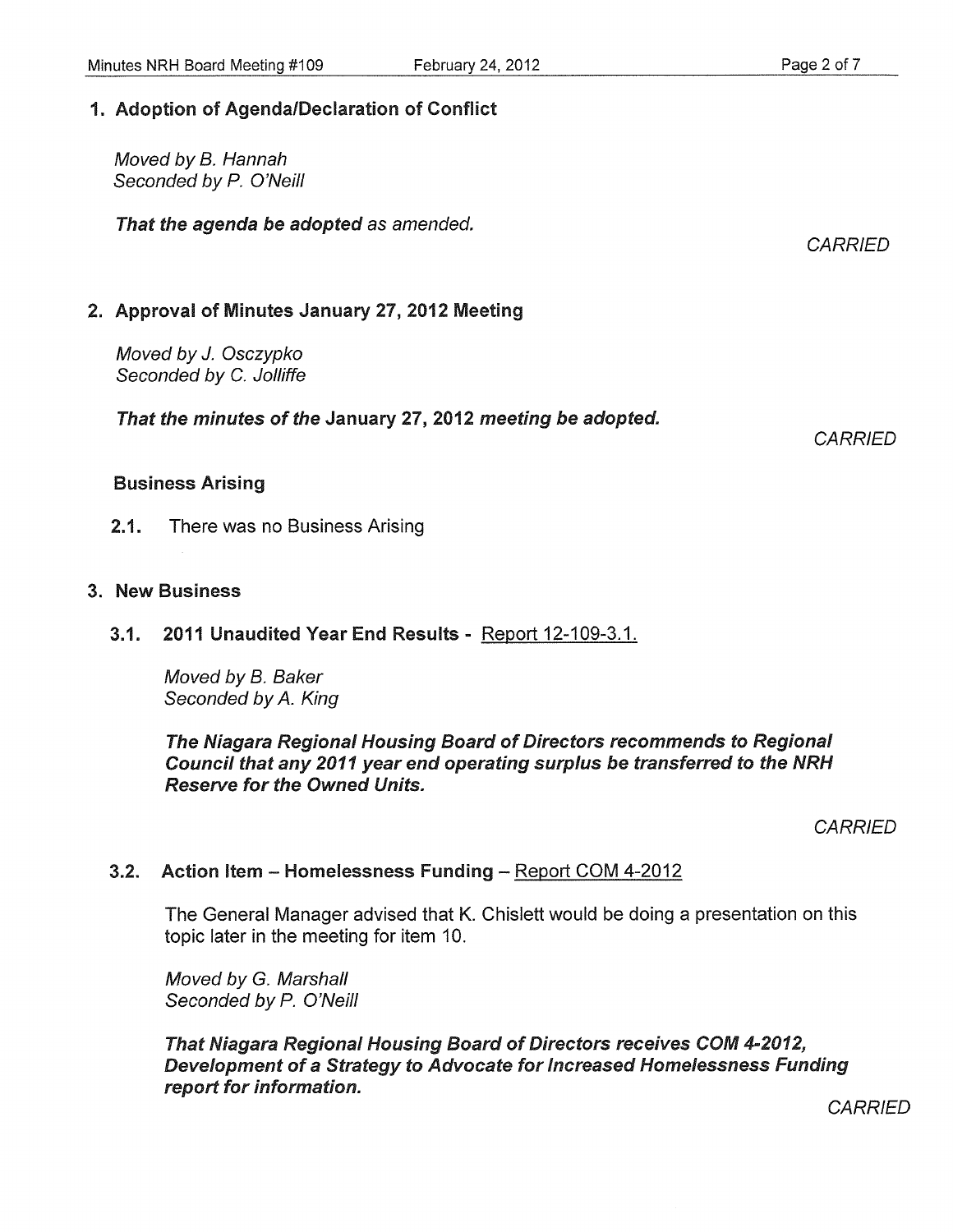## 1. Adoption of Agenda/Declaration of Conflict

*Moved by B. Hannah*
*Seconded by P. O'Neill*

***That the agenda be adopted*** *as amended.*

*CARRIED*

## 2. Approval of Minutes January 27, 2012 Meeting

*Moved by J. Osczypko*
*Seconded by C. Jolliffe*

***That the minutes of the*** **January 27, 2012** ***meeting be adopted.***

*CARRIED*

### Business Arising

**2.1.** There was no Business Arising

## 3. New Business

### 3.1. 2011 Unaudited Year End Results - Report 12-109-3.1.

*Moved by B. Baker*
*Seconded by A. King*

***The Niagara Regional Housing Board of Directors recommends to Regional Council that any 2011 year end operating surplus be transferred to the NRH Reserve for the Owned Units.***

*CARRIED*

### 3.2. Action Item – Homelessness Funding – Report COM 4-2012

The General Manager advised that K. Chislett would be doing a presentation on this topic later in the meeting for item 10.

*Moved by G. Marshall*
*Seconded by P. O'Neill*

***That Niagara Regional Housing Board of Directors receives COM 4-2012, Development of a Strategy to Advocate for Increased Homelessness Funding report for information.***

*CARRIED*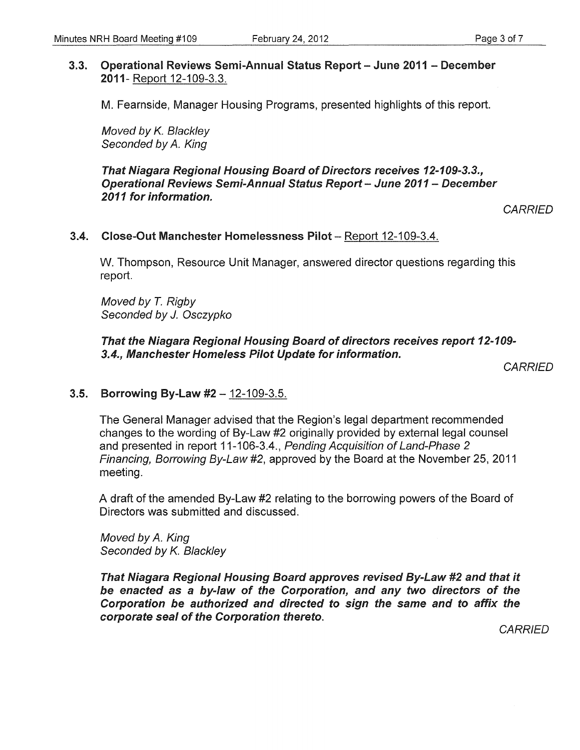### 3.3. Operational Reviews Semi-Annual Status Report – June 2011 – December 2011- Report 12-109-3.3.

M. Fearnside, Manager Housing Programs, presented highlights of this report.

*Moved by K. Blackley*
*Seconded by A. King*

***That Niagara Regional Housing Board of Directors receives 12-109-3.3., Operational Reviews Semi-Annual Status Report – June 2011 – December 2011 for information.***

*CARRIED*

### 3.4. Close-Out Manchester Homelessness Pilot – Report 12-109-3.4.

W. Thompson, Resource Unit Manager, answered director questions regarding this report.

*Moved by T. Rigby*
*Seconded by J. Osczypko*

***That the Niagara Regional Housing Board of directors receives report 12-109-3.4., Manchester Homeless Pilot Update for information.***

*CARRIED*

### 3.5. Borrowing By-Law #2 – 12-109-3.5.

The General Manager advised that the Region's legal department recommended changes to the wording of By-Law #2 originally provided by external legal counsel and presented in report 11-106-3.4., *Pending Acquisition of Land-Phase 2 Financing, Borrowing By-Law #2*, approved by the Board at the November 25, 2011 meeting.

A draft of the amended By-Law #2 relating to the borrowing powers of the Board of Directors was submitted and discussed.

*Moved by A. King*
*Seconded by K. Blackley*

***That Niagara Regional Housing Board approves revised By-Law #2 and that it be enacted as a by-law of the Corporation, and any two directors of the Corporation be authorized and directed to sign the same and to affix the corporate seal of the Corporation thereto.***

*CARRIED*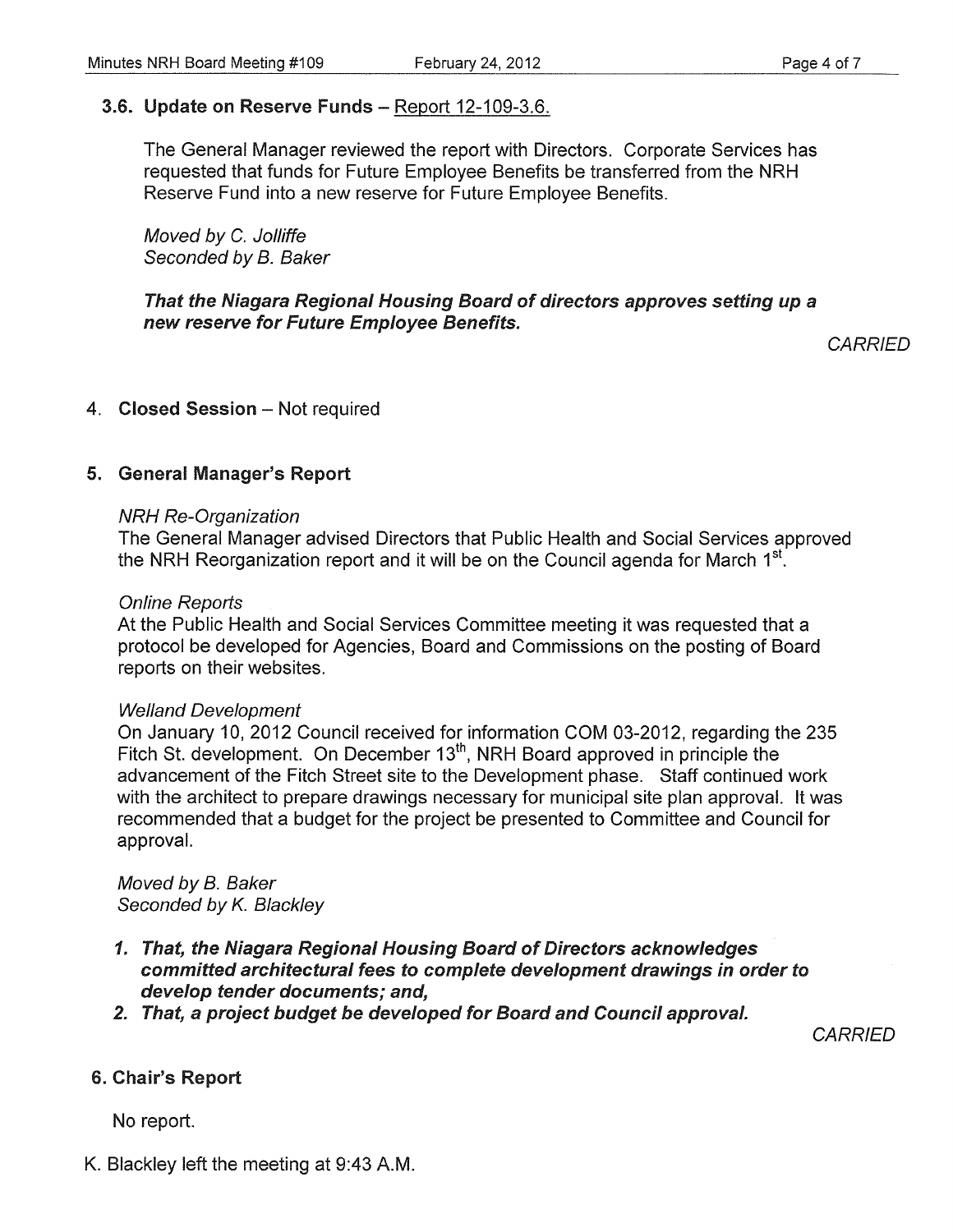### 3.6. Update on Reserve Funds – Report 12-109-3.6.

The General Manager reviewed the report with Directors. Corporate Services has requested that funds for Future Employee Benefits be transferred from the NRH Reserve Fund into a new reserve for Future Employee Benefits.

*Moved by C. Jolliffe*
*Seconded by B. Baker*

***That the Niagara Regional Housing Board of directors approves setting up a new reserve for Future Employee Benefits.***

*CARRIED*

## 4. Closed Session – Not required

## 5. General Manager's Report

*NRH Re-Organization*
The General Manager advised Directors that Public Health and Social Services approved the NRH Reorganization report and it will be on the Council agenda for March 1st.

*Online Reports*
At the Public Health and Social Services Committee meeting it was requested that a protocol be developed for Agencies, Board and Commissions on the posting of Board reports on their websites.

*Welland Development*
On January 10, 2012 Council received for information COM 03-2012, regarding the 235 Fitch St. development. On December 13th, NRH Board approved in principle the advancement of the Fitch Street site to the Development phase. Staff continued work with the architect to prepare drawings necessary for municipal site plan approval. It was recommended that a budget for the project be presented to Committee and Council for approval.

*Moved by B. Baker*
*Seconded by K. Blackley*

1. ***That, the Niagara Regional Housing Board of Directors acknowledges committed architectural fees to complete development drawings in order to develop tender documents; and,***
2. ***That, a project budget be developed for Board and Council approval.***

*CARRIED*

## 6. Chair's Report

No report.

K. Blackley left the meeting at 9:43 A.M.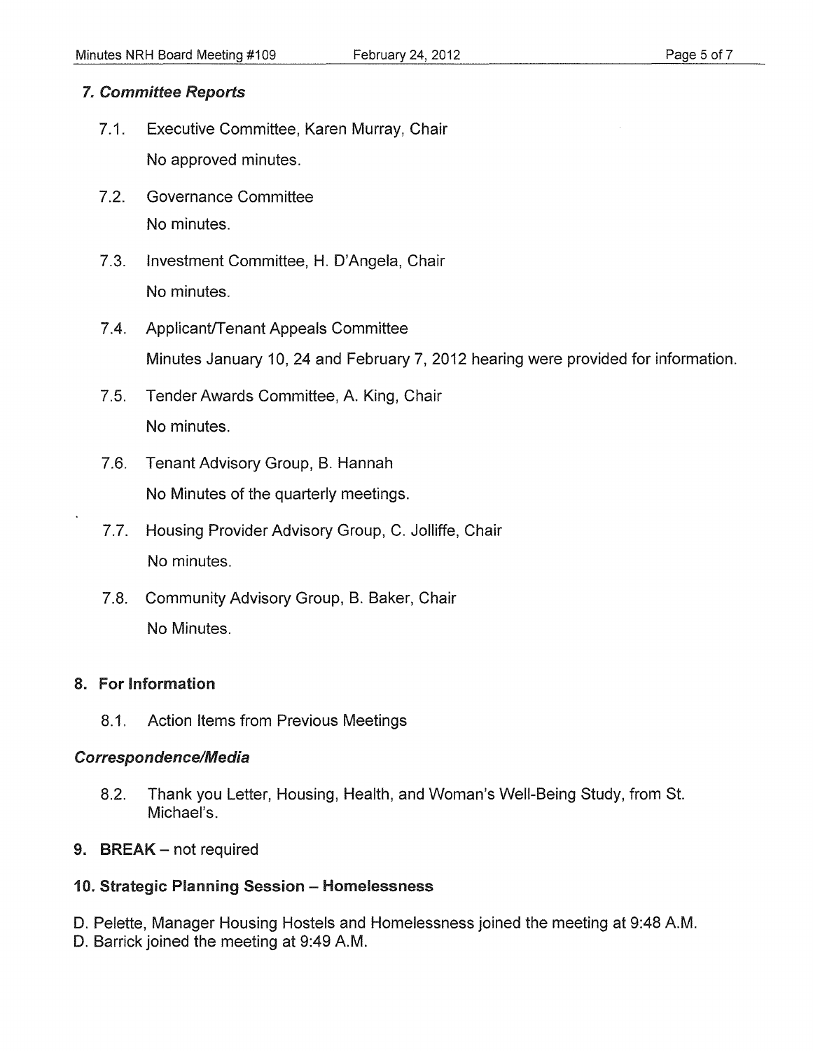## *7. Committee Reports*

7.1. Executive Committee, Karen Murray, Chair

No approved minutes.

7.2. Governance Committee

No minutes.

7.3. Investment Committee, H. D'Angela, Chair

No minutes.

7.4. Applicant/Tenant Appeals Committee

Minutes January 10, 24 and February 7, 2012 hearing were provided for information.

7.5. Tender Awards Committee, A. King, Chair

No minutes.

7.6. Tenant Advisory Group, B. Hannah

No Minutes of the quarterly meetings.

7.7. Housing Provider Advisory Group, C. Jolliffe, Chair

No minutes.

7.8. Community Advisory Group, B. Baker, Chair

No Minutes.

## 8. For Information

8.1. Action Items from Previous Meetings

### *Correspondence/Media*

8.2. Thank you Letter, Housing, Health, and Woman's Well-Being Study, from St. Michael's.

## 9. BREAK – not required

## 10. Strategic Planning Session – Homelessness

D. Pelette, Manager Housing Hostels and Homelessness joined the meeting at 9:48 A.M.
D. Barrick joined the meeting at 9:49 A.M.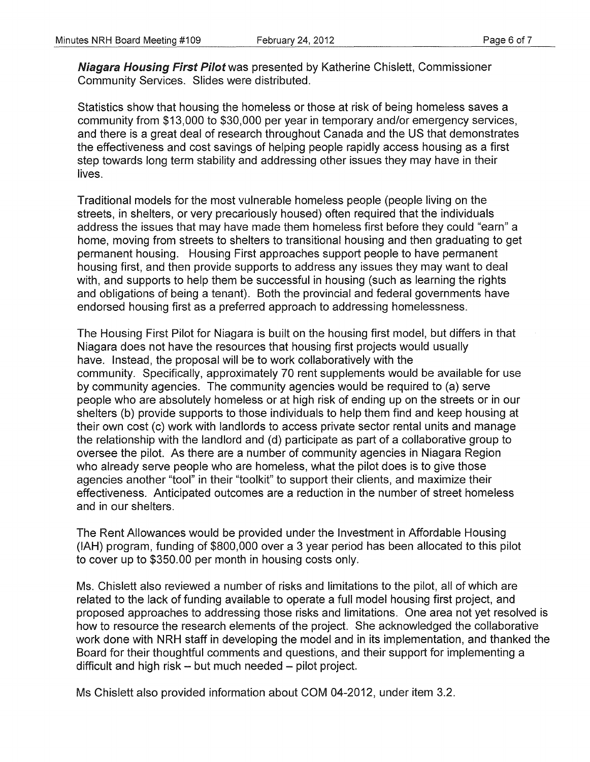***Niagara Housing First Pilot*** was presented by Katherine Chislett, Commissioner Community Services. Slides were distributed.

Statistics show that housing the homeless or those at risk of being homeless saves a community from $13,000 to $30,000 per year in temporary and/or emergency services, and there is a great deal of research throughout Canada and the US that demonstrates the effectiveness and cost savings of helping people rapidly access housing as a first step towards long term stability and addressing other issues they may have in their lives.

Traditional models for the most vulnerable homeless people (people living on the streets, in shelters, or very precariously housed) often required that the individuals address the issues that may have made them homeless first before they could "earn" a home, moving from streets to shelters to transitional housing and then graduating to get permanent housing. Housing First approaches support people to have permanent housing first, and then provide supports to address any issues they may want to deal with, and supports to help them be successful in housing (such as learning the rights and obligations of being a tenant). Both the provincial and federal governments have endorsed housing first as a preferred approach to addressing homelessness.

The Housing First Pilot for Niagara is built on the housing first model, but differs in that Niagara does not have the resources that housing first projects would usually have. Instead, the proposal will be to work collaboratively with the community. Specifically, approximately 70 rent supplements would be available for use by community agencies. The community agencies would be required to (a) serve people who are absolutely homeless or at high risk of ending up on the streets or in our shelters (b) provide supports to those individuals to help them find and keep housing at their own cost (c) work with landlords to access private sector rental units and manage the relationship with the landlord and (d) participate as part of a collaborative group to oversee the pilot. As there are a number of community agencies in Niagara Region who already serve people who are homeless, what the pilot does is to give those agencies another "tool" in their "toolkit" to support their clients, and maximize their effectiveness. Anticipated outcomes are a reduction in the number of street homeless and in our shelters.

The Rent Allowances would be provided under the Investment in Affordable Housing (IAH) program, funding of $800,000 over a 3 year period has been allocated to this pilot to cover up to $350.00 per month in housing costs only.

Ms. Chislett also reviewed a number of risks and limitations to the pilot, all of which are related to the lack of funding available to operate a full model housing first project, and proposed approaches to addressing those risks and limitations. One area not yet resolved is how to resource the research elements of the project. She acknowledged the collaborative work done with NRH staff in developing the model and in its implementation, and thanked the Board for their thoughtful comments and questions, and their support for implementing a difficult and high risk – but much needed – pilot project.

Ms Chislett also provided information about COM 04-2012, under item 3.2.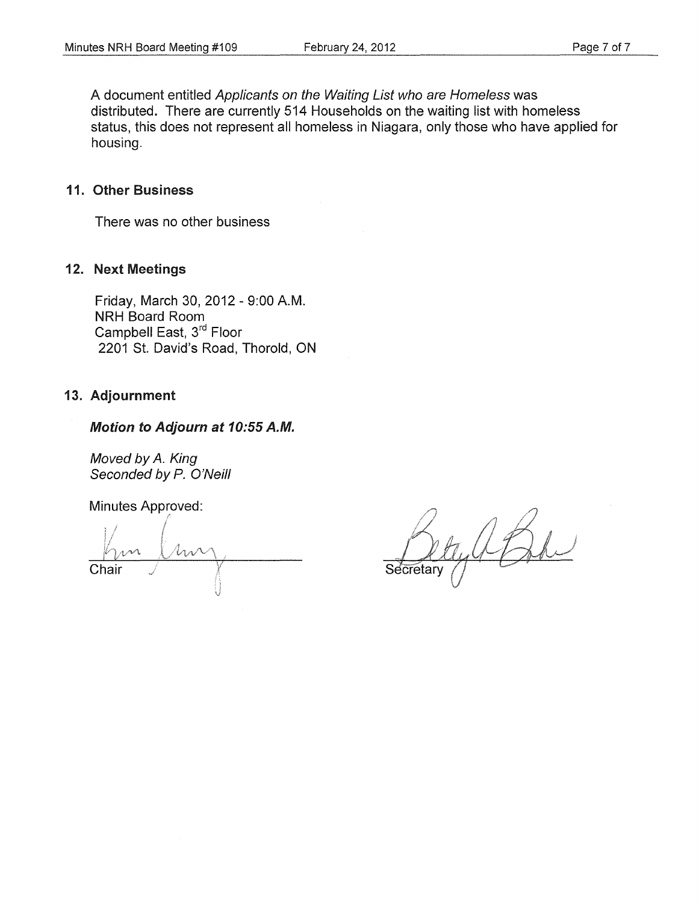A document entitled *Applicants on the Waiting List who are Homeless* was distributed. There are currently 514 Households on the waiting list with homeless status, this does not represent all homeless in Niagara, only those who have applied for housing.

## 11. Other Business

There was no other business

## 12. Next Meetings

Friday, March 30, 2012 - 9:00 A.M.
NRH Board Room
Campbell East, 3rd Floor
2201 St. David's Road, Thorold, ON

## 13. Adjournment

***Motion to Adjourn at 10:55 A.M.***

*Moved by A. King*
*Seconded by P. O'Neill*

Minutes Approved:

Chair

Secretary